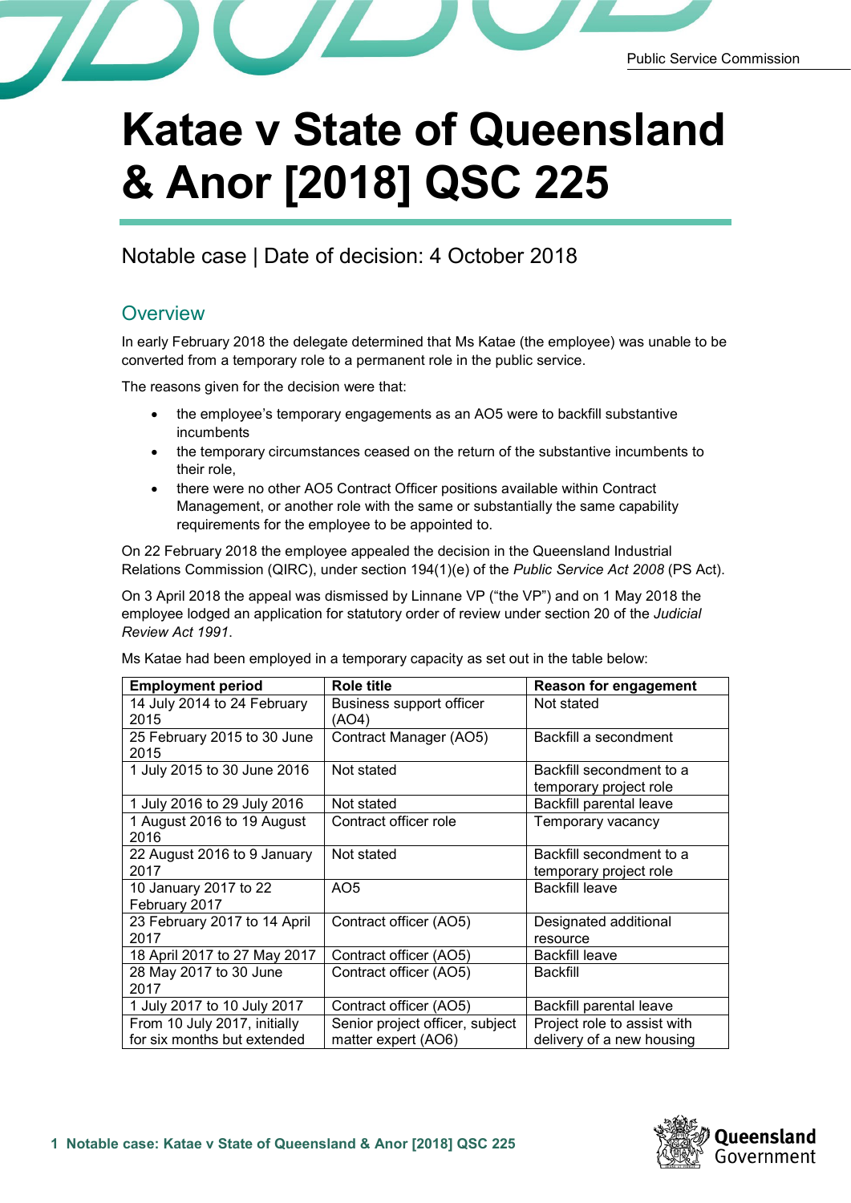# Katae v State of Queensland & Anor [2018] QSC 225

Notable case | Date of decision: 4 October 2018

## Overview

In early February 2018 the delegate determined that Ms Katae (the employee) was unable to be converted from a temporary role to a permanent role in the public service.

The reasons given for the decision were that:

- the employee's temporary engagements as an AO5 were to backfill substantive incumbents
- the temporary circumstances ceased on the return of the substantive incumbents to their role,
- there were no other AO5 Contract Officer positions available within Contract Management, or another role with the same or substantially the same capability requirements for the employee to be appointed to.

On 22 February 2018 the employee appealed the decision in the Queensland Industrial Relations Commission (QIRC), under section 194(1)(e) of the *Public Service Act 2008* (PS Act).

On 3 April 2018 the appeal was dismissed by Linnane VP ("the VP") and on 1 May 2018 the employee lodged an application for statutory order of review under section 20 of the *Judicial Review Act 1991*.

Ms Katae had been employed in a temporary capacity as set out in the table below:

| Employment period | Role title | Reason for engagement |
|---|---|---|
| 14 July 2014 to 24 February 2015 | Business support officer (AO4) | Not stated |
| 25 February 2015 to 30 June 2015 | Contract Manager (AO5) | Backfill a secondment |
| 1 July 2015 to 30 June 2016 | Not stated | Backfill secondment to a temporary project role |
| 1 July 2016 to 29 July 2016 | Not stated | Backfill parental leave |
| 1 August 2016 to 19 August 2016 | Contract officer role | Temporary vacancy |
| 22 August 2016 to 9 January 2017 | Not stated | Backfill secondment to a temporary project role |
| 10 January 2017 to 22 February 2017 | AO5 | Backfill leave |
| 23 February 2017 to 14 April 2017 | Contract officer (AO5) | Designated additional resource |
| 18 April 2017 to 27 May 2017 | Contract officer (AO5) | Backfill leave |
| 28 May 2017 to 30 June 2017 | Contract officer (AO5) | Backfill |
| 1 July 2017 to 10 July 2017 | Contract officer (AO5) | Backfill parental leave |
| From 10 July 2017, initially for six months but extended | Senior project officer, subject matter expert (AO6) | Project role to assist with delivery of a new housing |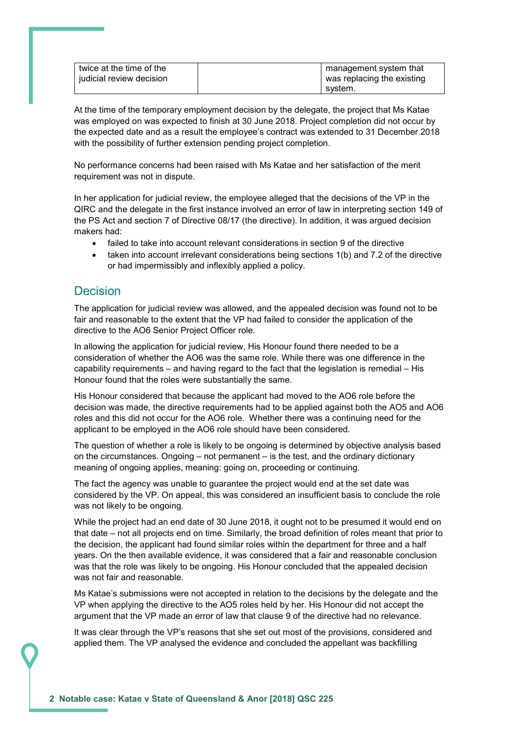| twice at the time of the judicial review decision | | management system that was replacing the existing system. |
|---|---|---|

At the time of the temporary employment decision by the delegate, the project that Ms Katae was employed on was expected to finish at 30 June 2018. Project completion did not occur by the expected date and as a result the employee's contract was extended to 31 December 2018 with the possibility of further extension pending project completion.

No performance concerns had been raised with Ms Katae and her satisfaction of the merit requirement was not in dispute.

In her application for judicial review, the employee alleged that the decisions of the VP in the QIRC and the delegate in the first instance involved an error of law in interpreting section 149 of the PS Act and section 7 of Directive 08/17 (the directive). In addition, it was argued decision makers had:

- failed to take into account relevant considerations in section 9 of the directive
- taken into account irrelevant considerations being sections 1(b) and 7.2 of the directive or had impermissibly and inflexibly applied a policy.

## Decision

The application for judicial review was allowed, and the appealed decision was found not to be fair and reasonable to the extent that the VP had failed to consider the application of the directive to the AO6 Senior Project Officer role.

In allowing the application for judicial review, His Honour found there needed to be a consideration of whether the AO6 was the same role. While there was one difference in the capability requirements – and having regard to the fact that the legislation is remedial – His Honour found that the roles were substantially the same.

His Honour considered that because the applicant had moved to the AO6 role before the decision was made, the directive requirements had to be applied against both the AO5 and AO6 roles and this did not occur for the AO6 role. Whether there was a continuing need for the applicant to be employed in the AO6 role should have been considered.

The question of whether a role is likely to be ongoing is determined by objective analysis based on the circumstances. Ongoing – not permanent – is the test, and the ordinary dictionary meaning of ongoing applies, meaning: going on, proceeding or continuing.

The fact the agency was unable to guarantee the project would end at the set date was considered by the VP. On appeal, this was considered an insufficient basis to conclude the role was not likely to be ongoing.

While the project had an end date of 30 June 2018, it ought not to be presumed it would end on that date – not all projects end on time. Similarly, the broad definition of roles meant that prior to the decision, the applicant had found similar roles within the department for three and a half years. On the then available evidence, it was considered that a fair and reasonable conclusion was that the role was likely to be ongoing. His Honour concluded that the appealed decision was not fair and reasonable.

Ms Katae's submissions were not accepted in relation to the decisions by the delegate and the VP when applying the directive to the AO5 roles held by her. His Honour did not accept the argument that the VP made an error of law that clause 9 of the directive had no relevance.

It was clear through the VP's reasons that she set out most of the provisions, considered and applied them. The VP analysed the evidence and concluded the appellant was backfilling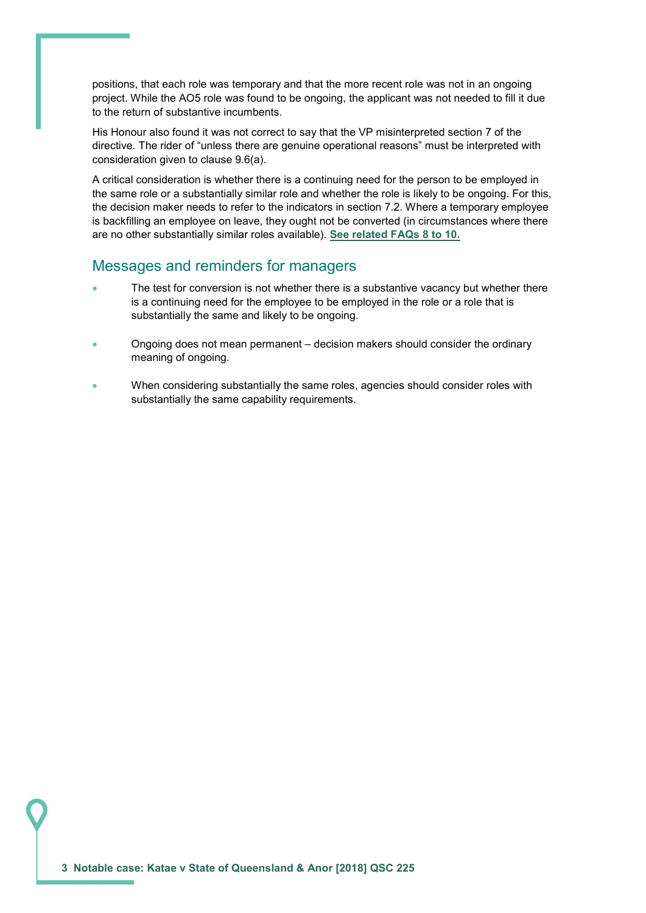positions, that each role was temporary and that the more recent role was not in an ongoing project. While the AO5 role was found to be ongoing, the applicant was not needed to fill it due to the return of substantive incumbents.

His Honour also found it was not correct to say that the VP misinterpreted section 7 of the directive. The rider of "unless there are genuine operational reasons" must be interpreted with consideration given to clause 9.6(a).

A critical consideration is whether there is a continuing need for the person to be employed in the same role or a substantially similar role and whether the role is likely to be ongoing. For this, the decision maker needs to refer to the indicators in section 7.2. Where a temporary employee is backfilling an employee on leave, they ought not be converted (in circumstances where there are no other substantially similar roles available). **See related FAQs 8 to 10.**

## Messages and reminders for managers

- The test for conversion is not whether there is a substantive vacancy but whether there is a continuing need for the employee to be employed in the role or a role that is substantially the same and likely to be ongoing.
- Ongoing does not mean permanent – decision makers should consider the ordinary meaning of ongoing.
- When considering substantially the same roles, agencies should consider roles with substantially the same capability requirements.